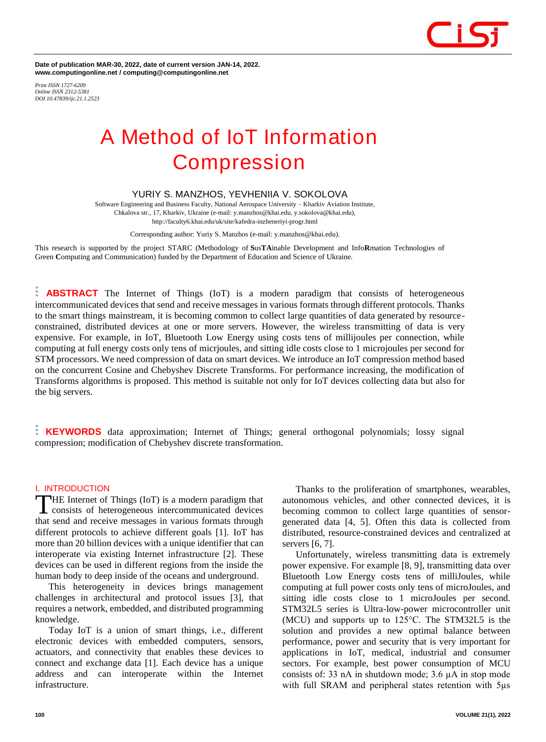Date of publication MAR-30, 2022, date of current version JAN-14, 2022.
www.computingonline.net / computing@computingonline.net

*Print ISSN 1727-6209*
*Online ISSN 2312-5381*
*DOI 10.47839/ijc.21.1.2523*

# A Method of IoT Information Compression

YURIY S. MANZHOS, YEVHENIIA V. SOKOLOVA

Software Engineering and Business Faculty, National Aerospace University – Kharkiv Aviation Institute, Chkalova str., 17, Kharkiv, Ukraine (e-mail: y.manzhos@khai.edu, y.sokolova@khai.edu), http://faculty6.khai.edu/uk/site/kafedra-inzheneriyi-progr.html

Corresponding author: Yuriy S. Manzhos (e-mail: y.manzhos@khai.edu).

This research is supported by the project STARC (Methodology of **S**us**TA**inable Development and Info**R**mation Technologies of Green **C**omputing and Communication) funded by the Department of Education and Science of Ukraine.

**ABSTRACT** The Internet of Things (IoT) is a modern paradigm that consists of heterogeneous intercommunicated devices that send and receive messages in various formats through different protocols. Thanks to the smart things mainstream, it is becoming common to collect large quantities of data generated by resource-constrained, distributed devices at one or more servers. However, the wireless transmitting of data is very expensive. For example, in IoT, Bluetooth Low Energy using costs tens of millijoules per connection, while computing at full energy costs only tens of micrjoules, and sitting idle costs close to 1 microjoules per second for STM processors. We need compression of data on smart devices. We introduce an IoT compression method based on the concurrent Cosine and Chebyshev Discrete Transforms. For performance increasing, the modification of Transforms algorithms is proposed. This method is suitable not only for IoT devices collecting data but also for the big servers.

**KEYWORDS** data approximation; Internet of Things; general orthogonal polynomials; lossy signal compression; modification of Chebyshev discrete transformation.

## I. INTRODUCTION

THE Internet of Things (IoT) is a modern paradigm that consists of heterogeneous intercommunicated devices that send and receive messages in various formats through different protocols to achieve different goals [1]. IoT has more than 20 billion devices with a unique identifier that can interoperate via existing Internet infrastructure [2]. These devices can be used in different regions from the inside the human body to deep inside of the oceans and underground.

This heterogeneity in devices brings management challenges in architectural and protocol issues [3], that requires a network, embedded, and distributed programming knowledge.

Today IoT is a union of smart things, i.e., different electronic devices with embedded computers, sensors, actuators, and connectivity that enables these devices to connect and exchange data [1]. Each device has a unique address and can interoperate within the Internet infrastructure.

Thanks to the proliferation of smartphones, wearables, autonomous vehicles, and other connected devices, it is becoming common to collect large quantities of sensor-generated data [4, 5]. Often this data is collected from distributed, resource-constrained devices and centralized at servers [6, 7].

Unfortunately, wireless transmitting data is extremely power expensive. For example [8, 9], transmitting data over Bluetooth Low Energy costs tens of milliJoules, while computing at full power costs only tens of microJoules, and sitting idle costs close to 1 microJoules per second. STM32L5 series is Ultra-low-power microcontroller unit (MCU) and supports up to 125°C. The STM32L5 is the solution and provides a new optimal balance between performance, power and security that is very important for applications in IoT, medical, industrial and consumer sectors. For example, best power consumption of MCU consists of: 33 nA in shutdown mode; 3.6 µA in stop mode with full SRAM and peripheral states retention with 5µs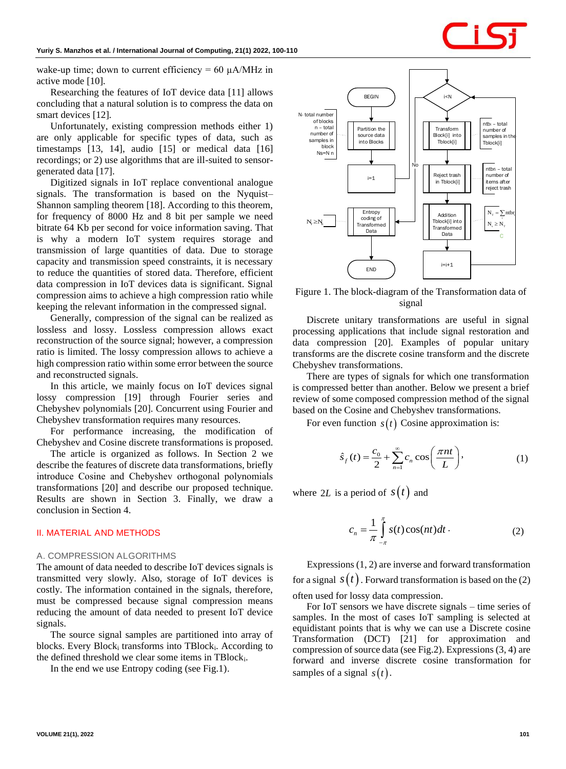wake-up time; down to current efficiency = 60 μA/MHz in active mode [10].

Researching the features of IoT device data [11] allows concluding that a natural solution is to compress the data on smart devices [12].

Unfortunately, existing compression methods either 1) are only applicable for specific types of data, such as timestamps [13, 14], audio [15] or medical data [16] recordings; or 2) use algorithms that are ill-suited to sensor-generated data [17].

Digitized signals in IoT replace conventional analogue signals. The transformation is based on the Nyquist–Shannon sampling theorem [18]. According to this theorem, for frequency of 8000 Hz and 8 bit per sample we need bitrate 64 Kb per second for voice information saving. That is why a modern IoT system requires storage and transmission of large quantities of data. Due to storage capacity and transmission speed constraints, it is necessary to reduce the quantities of stored data. Therefore, efficient data compression in IoT devices data is significant. Signal compression aims to achieve a high compression ratio while keeping the relevant information in the compressed signal.

Generally, compression of the signal can be realized as lossless and lossy. Lossless compression allows exact reconstruction of the source signal; however, a compression ratio is limited. The lossy compression allows to achieve a high compression ratio within some error between the source and reconstructed signals.

In this article, we mainly focus on IoT devices signal lossy compression [19] through Fourier series and Chebyshev polynomials [20]. Concurrent using Fourier and Chebyshev transformation requires many resources.

For performance increasing, the modification of Chebyshev and Cosine discrete transformations is proposed.

The article is organized as follows. In Section 2 we describe the features of discrete data transformations, briefly introduce Cosine and Chebyshev orthogonal polynomials transformations [20] and describe our proposed technique. Results are shown in Section 3. Finally, we draw a conclusion in Section 4.

## II. MATERIAL AND METHODS

### A. COMPRESSION ALGORITHMS

The amount of data needed to describe IoT devices signals is transmitted very slowly. Also, storage of IoT devices is costly. The information contained in the signals, therefore, must be compressed because signal compression means reducing the amount of data needed to present IoT device signals.

The source signal samples are partitioned into array of blocks. Every $\text{Block}_i$ transforms into $\text{TBlock}_i$. According to the defined threshold we clear some items in $\text{TBlock}_i$.

In the end we use Entropy coding (see Fig.1).

Figure 1. The block-diagram of the Transformation data of signal

Discrete unitary transformations are useful in signal processing applications that include signal restoration and data compression [20]. Examples of popular unitary transforms are the discrete cosine transform and the discrete Chebyshev transformations.

There are types of signals for which one transformation is compressed better than another. Below we present a brief review of some composed compression method of the signal based on the Cosine and Chebyshev transformations.

For even function $s(t)$ Cosine approximation is:

$$\hat{s}_f(t) = \frac{c_0}{2} + \sum_{n=1}^{\infty} c_n \cos\left(\frac{\pi n t}{L}\right), \tag{1}$$

where $2L$ is a period of $s(t)$ and

$$c_n = \frac{1}{\pi} \int_{-\pi}^{\pi} s(t)\cos(nt)dt\,. \tag{2}$$

Expressions (1, 2) are inverse and forward transformation for a signal $s(t)$. Forward transformation is based on the (2) often used for lossy data compression.

For IoT sensors we have discrete signals – time series of samples. In the most of cases IoT sampling is selected at equidistant points that is why we can use a Discrete cosine Transformation (DCT) [21] for approximation and compression of source data (see Fig.2). Expressions (3, 4) are forward and inverse discrete cosine transformation for samples of a signal $s(t)$.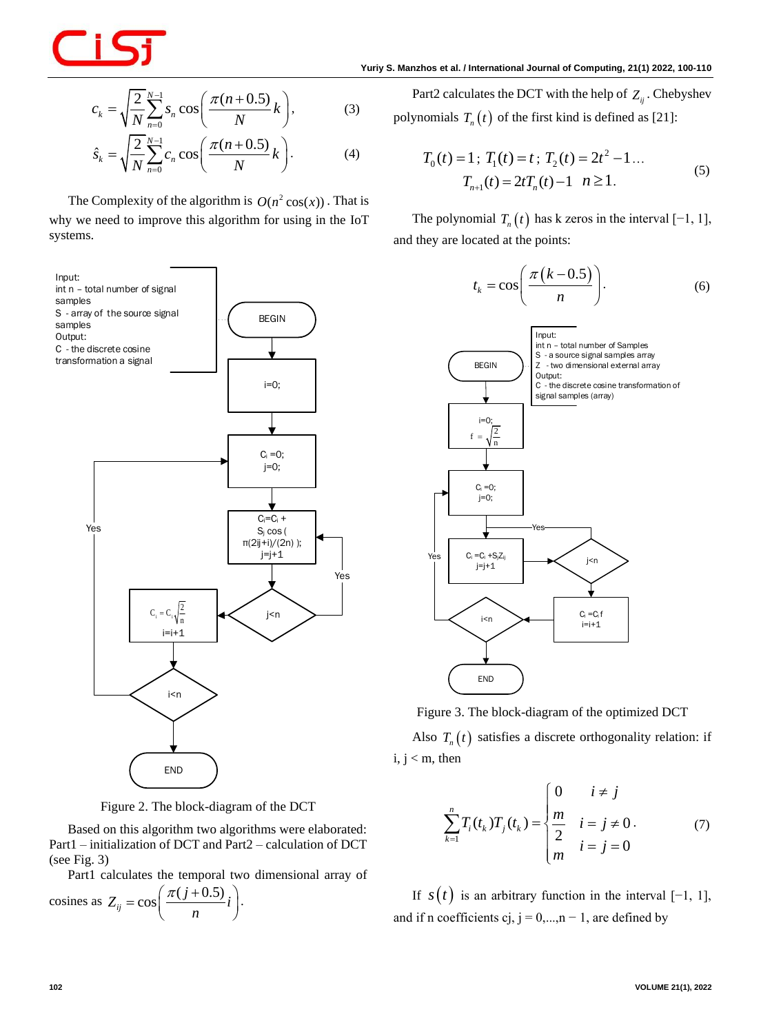$$c_k = \sqrt{\frac{2}{N}} \sum_{n=0}^{N-1} s_n \cos\left(\frac{\pi(n+0.5)}{N}k\right), \quad (3)$$

$$\hat{s}_k = \sqrt{\frac{2}{N}} \sum_{n=0}^{N-1} c_n \cos\left(\frac{\pi(n+0.5)}{N}k\right). \quad (4)$$

The Complexity of the algorithm is $O(n^2 \cos(x))$. That is why we need to improve this algorithm for using in the IoT systems.

Figure 2. The block-diagram of the DCT

Based on this algorithm two algorithms were elaborated: Part1 – initialization of DCT and Part2 – calculation of DCT (see Fig. 3)

Part1 calculates the temporal two dimensional array of cosines as $Z_{ij} = \cos\left(\frac{\pi(j+0.5)}{n}i\right)$.

Part2 calculates the DCT with the help of $Z_{ij}$. Chebyshev polynomials $T_n(t)$ of the first kind is defined as [21]:

$$T_0(t) = 1;\ T_1(t) = t;\ T_2(t) = 2t^2 - 1\ldots$$
$$T_{n+1}(t) = 2tT_n(t) - 1 \quad n \geq 1. \quad (5)$$

The polynomial $T_n(t)$ has k zeros in the interval [−1, 1], and they are located at the points:

$$t_k = \cos\left(\frac{\pi(k-0.5)}{n}\right). \quad (6)$$

Figure 3. The block-diagram of the optimized DCT

Also $T_n(t)$ satisfies a discrete orthogonality relation: if i, j < m, then

$$\sum_{k=1}^{n} T_i(t_k) T_j(t_k) = \begin{cases} 0 & i \neq j \\ \frac{m}{2} & i = j \neq 0 \\ m & i = j = 0 \end{cases}. \quad (7)$$

If $s(t)$ is an arbitrary function in the interval [−1, 1], and if n coefficients cj, j = 0,...,n − 1, are defined by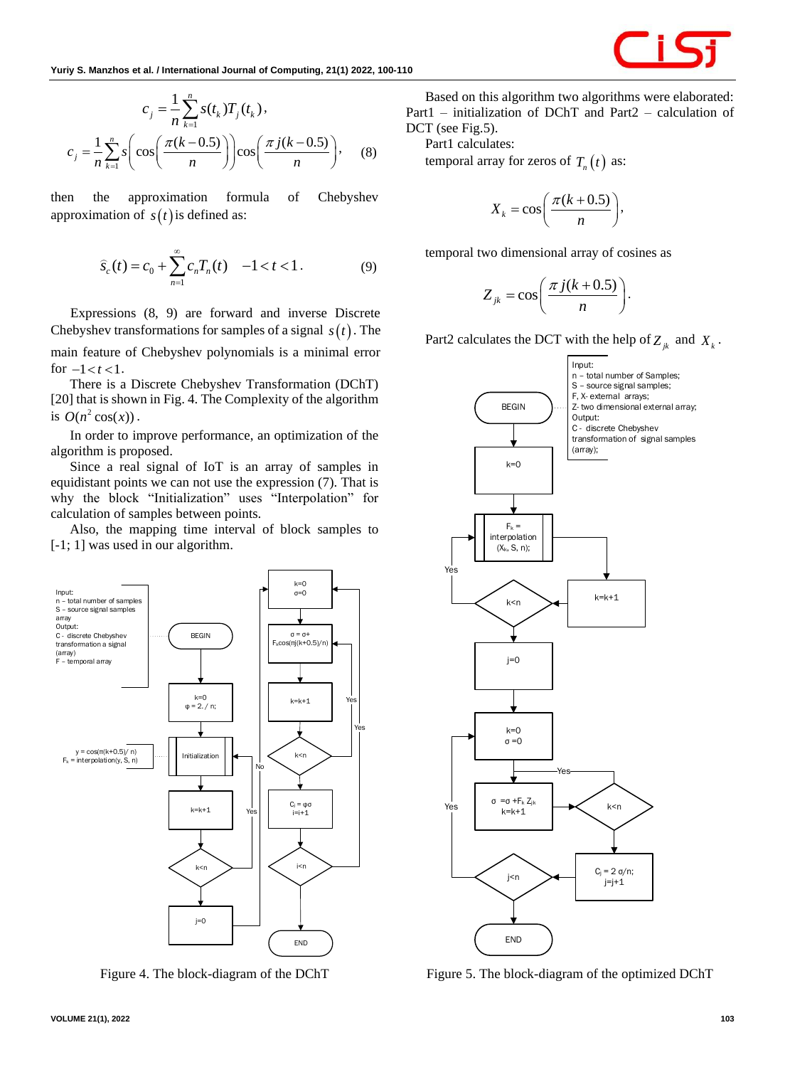$$c_j = \frac{1}{n}\sum_{k=1}^{n} s(t_k)T_j(t_k),$$

$$c_j = \frac{1}{n}\sum_{k=1}^{n} s\left(\cos\left(\frac{\pi(k-0.5)}{n}\right)\right)\cos\left(\frac{\pi j(k-0.5)}{n}\right), \quad (8)$$

then the approximation formula of Chebyshev approximation of $s(t)$ is defined as:

$$\widehat{s}_c(t) = c_0 + \sum_{n=1}^{\infty} c_n T_n(t) \quad -1 < t < 1. \quad (9)$$

Expressions (8, 9) are forward and inverse Discrete Chebyshev transformations for samples of a signal $s(t)$. The main feature of Chebyshev polynomials is a minimal error for $-1 < t < 1$.

There is a Discrete Chebyshev Transformation (DChT) [20] that is shown in Fig. 4. The Complexity of the algorithm is $O(n^2 \cos(x))$.

In order to improve performance, an optimization of the algorithm is proposed.

Since a real signal of IoT is an array of samples in equidistant points we can not use the expression (7). That is why the block "Initialization" uses "Interpolation" for calculation of samples between points.

Also, the mapping time interval of block samples to [-1; 1] was used in our algorithm.

Figure 4. The block-diagram of the DChT

Based on this algorithm two algorithms were elaborated: Part1 – initialization of DChT and Part2 – calculation of DCT (see Fig.5).

Part1 calculates:

temporal array for zeros of $T_n(t)$ as:

$$X_k = \cos\left(\frac{\pi(k+0.5)}{n}\right),$$

temporal two dimensional array of cosines as

$$Z_{jk} = \cos\left(\frac{\pi j(k+0.5)}{n}\right).$$

Part2 calculates the DCT with the help of $Z_{jk}$ and $X_k$.

Figure 5. The block-diagram of the optimized DChT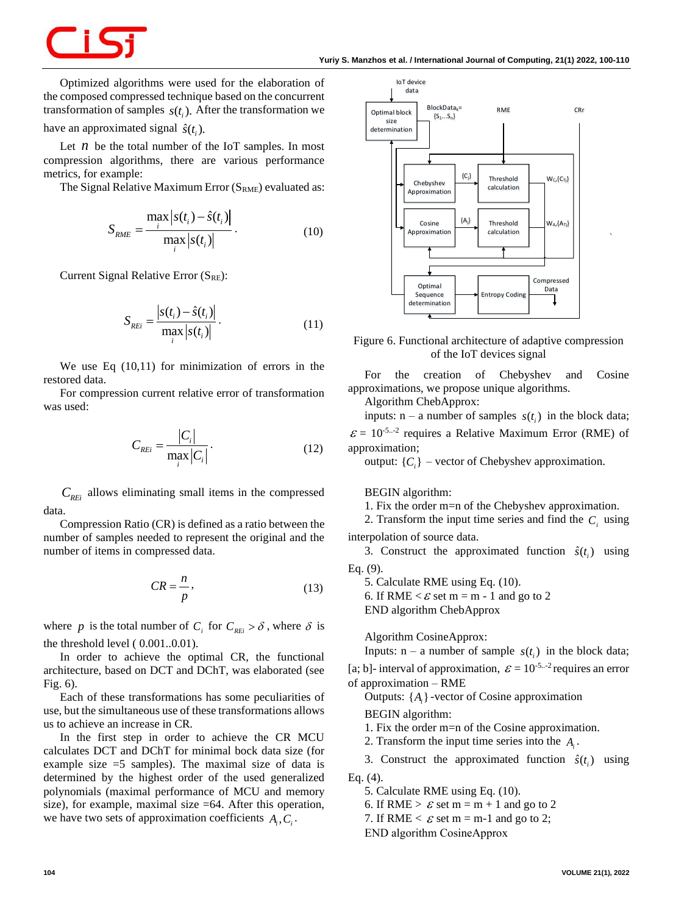Optimized algorithms were used for the elaboration of the composed compressed technique based on the concurrent transformation of samples $s(t_i)$. After the transformation we have an approximated signal $\hat{s}(t_i)$.

Let $n$ be the total number of the IoT samples. In most compression algorithms, there are various performance metrics, for example:

The Signal Relative Maximum Error ($S_{RME}$) evaluated as:

$$S_{RME} = \frac{\max_i |s(t_i) - \hat{s}(t_i)|}{\max_i |s(t_i)|}. \tag{10}$$

Current Signal Relative Error ($S_{RE}$):

$$S_{REi} = \frac{|s(t_i) - \hat{s}(t_i)|}{\max_i |s(t_i)|}. \tag{11}$$

We use Eq (10,11) for minimization of errors in the restored data.

For compression current relative error of transformation was used:

$$C_{REi} = \frac{|C_i|}{\max_i |C_i|}. \tag{12}$$

$C_{REi}$ allows eliminating small items in the compressed data.

Compression Ratio (CR) is defined as a ratio between the number of samples needed to represent the original and the number of items in compressed data.

$$CR = \frac{n}{p}, \tag{13}$$

where $p$ is the total number of $C_i$ for $C_{REi} > \delta$, where $\delta$ is the threshold level ( 0.001..0.01).

In order to achieve the optimal CR, the functional architecture, based on DCT and DChT, was elaborated (see Fig. 6).

Each of these transformations has some peculiarities of use, but the simultaneous use of these transformations allows us to achieve an increase in CR.

In the first step in order to achieve the CR MCU calculates DCT and DChT for minimal bock data size (for example size =5 samples). The maximal size of data is determined by the highest order of the used generalized polynomials (maximal performance of MCU and memory size), for example, maximal size =64. After this operation, we have two sets of approximation coefficients $A_i, C_i$.

Figure 6. Functional architecture of adaptive compression of the IoT devices signal

For the creation of Chebyshev and Cosine approximations, we propose unique algorithms.

Algorithm ChebApprox:

inputs: n – a number of samples $s(t_i)$ in the block data;

$\varepsilon$ = $10^{-5..-2}$ requires a Relative Maximum Error (RME) of approximation;

output: $\{C_i\}$ – vector of Chebyshev approximation.

BEGIN algorithm:

1. Fix the order m=n of the Chebyshev approximation.
2. Transform the input time series and find the $C_i$ using interpolation of source data.
3. Construct the approximated function $\hat{s}(t_i)$ using Eq. (9).
5. Calculate RME using Eq. (10).
6. If RME < $\varepsilon$ set m = m - 1 and go to 2

END algorithm ChebApprox

Algorithm CosineApprox:

Inputs: n – a number of sample $s(t_i)$ in the block data;

[a; b]- interval of approximation, $\varepsilon$ = $10^{-5..-2}$ requires an error of approximation – RME

Outputs: $\{A_i\}$ -vector of Cosine approximation

BEGIN algorithm:

1. Fix the order m=n of the Cosine approximation.
2. Transform the input time series into the $A_i$.
3. Construct the approximated function $\hat{s}(t_i)$ using Eq. (4).
5. Calculate RME using Eq. (10).
6. If RME > $\varepsilon$ set m = m + 1 and go to 2
7. If RME < $\varepsilon$ set m = m-1 and go to 2;

END algorithm CosineApprox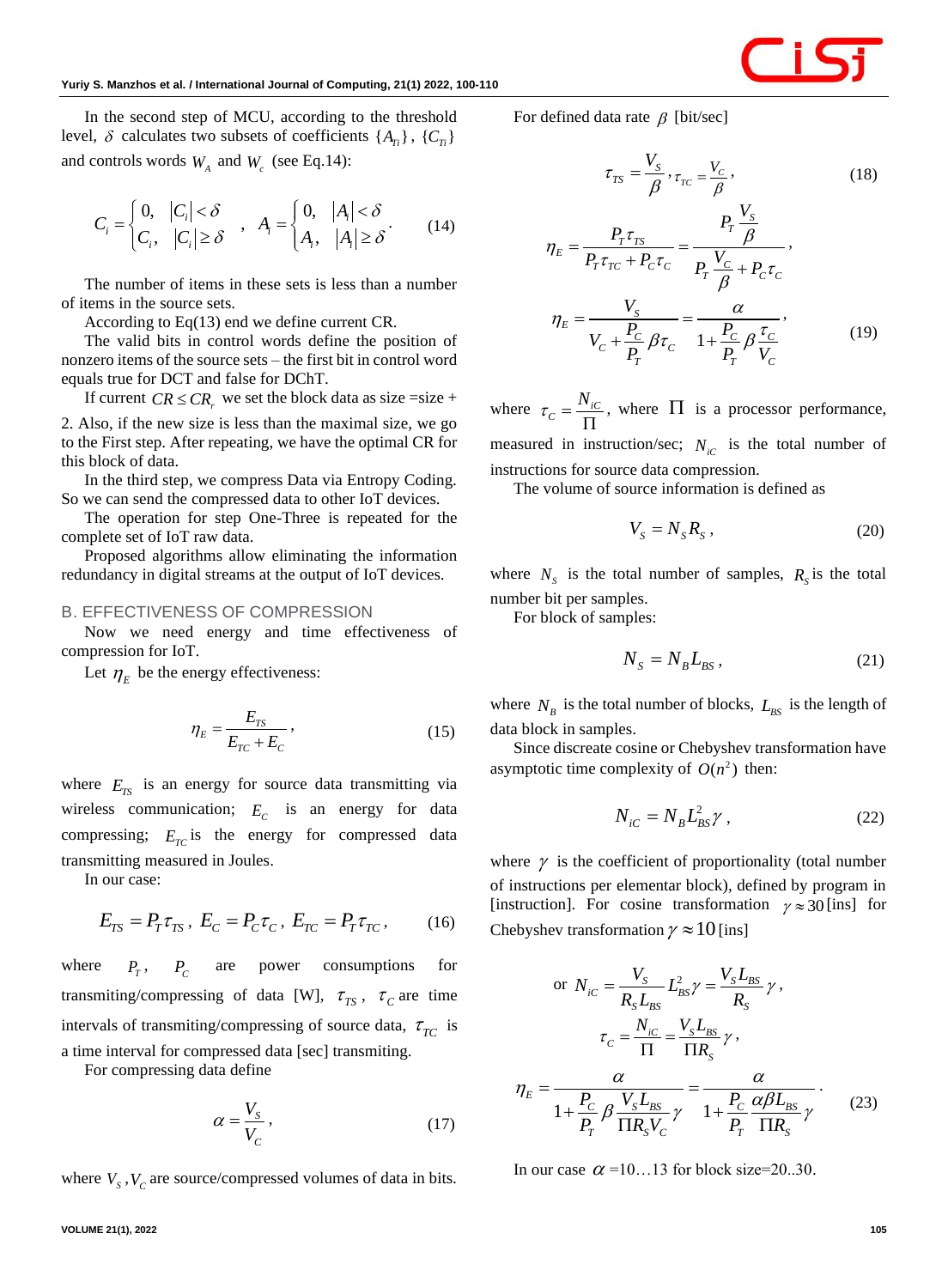In the second step of MCU, according to the threshold level, $\delta$ calculates two subsets of coefficients $\{A_{Ti}\}$, $\{C_{Ti}\}$ and controls words $W_A$ and $W_c$ (see Eq.14):

$$C_i = \begin{cases} 0, & |C_i| < \delta \\ C_i, & |C_i| \geq \delta \end{cases} \quad , \quad A_i = \begin{cases} 0, & |A_i| < \delta \\ A_i, & |A_i| \geq \delta \end{cases}. \tag{14}$$

The number of items in these sets is less than a number of items in the source sets.

According to Eq(13) end we define current CR.

The valid bits in control words define the position of nonzero items of the source sets – the first bit in control word equals true for DCT and false for DChT.

If current $CR \leq CR_r$ we set the block data as size =size + 2. Also, if the new size is less than the maximal size, we go to the First step. After repeating, we have the optimal CR for this block of data.

In the third step, we compress Data via Entropy Coding. So we can send the compressed data to other IoT devices.

The operation for step One-Three is repeated for the complete set of IoT raw data.

Proposed algorithms allow eliminating the information redundancy in digital streams at the output of IoT devices.

### B. EFFECTIVENESS OF COMPRESSION

Now we need energy and time effectiveness of compression for IoT.

Let $\eta_E$ be the energy effectiveness:

$$\eta_E = \frac{E_{TS}}{E_{TC} + E_C}, \tag{15}$$

where $E_{TS}$ is an energy for source data transmitting via wireless communication; $E_C$ is an energy for data compressing; $E_{TC}$ is the energy for compressed data transmitting measured in Joules.

In our case:

$$E_{TS} = P_T \tau_{TS},\ E_C = P_C \tau_C,\ E_{TC} = P_T \tau_{TC}, \tag{16}$$

where $P_T$, $P_C$ are power consumptions for transmiting/compressing of data [W], $\tau_{TS}$, $\tau_C$ are time intervals of transmiting/compressing of source data, $\tau_{TC}$ is a time interval for compressed data [sec] transmiting.

For compressing data define

$$\alpha = \frac{V_S}{V_C}, \tag{17}$$

where $V_S, V_C$ are source/compressed volumes of data in bits.

For defined data rate $\beta$ [bit/sec]

$$\tau_{TS} = \frac{V_S}{\beta}, \tau_{TC} = \frac{V_C}{\beta}, \tag{18}$$

$$\eta_E = \frac{P_T \tau_{TS}}{P_T \tau_{TC} + P_C \tau_C} = \frac{P_T \dfrac{V_S}{\beta}}{P_T \dfrac{V_C}{\beta} + P_C \tau_C},$$

$$\eta_E = \frac{V_S}{V_C + \dfrac{P_C}{P_T} \beta \tau_C} = \frac{\alpha}{1 + \dfrac{P_C}{P_T} \beta \dfrac{\tau_C}{V_C}}, \tag{19}$$

where $\tau_C = \dfrac{N_{iC}}{\Pi}$, where $\Pi$ is a processor performance, measured in instruction/sec; $N_{iC}$ is the total number of instructions for source data compression.

The volume of source information is defined as

$$V_S = N_S R_S, \tag{20}$$

where $N_S$ is the total number of samples, $R_S$ is the total number bit per samples.

For block of samples:

$$N_S = N_B L_{BS}, \tag{21}$$

where $N_B$ is the total number of blocks, $L_{BS}$ is the length of data block in samples.

Since discreate cosine or Chebyshev transformation have asymptotic time complexity of $O(n^2)$ then:

$$N_{iC} = N_B L_{BS}^2 \gamma, \tag{22}$$

where $\gamma$ is the coefficient of proportionality (total number of instructions per elementar block), defined by program in [instruction]. For cosine transformation $\gamma \approx 30$ [ins] for Chebyshev transformation $\gamma \approx 10$ [ins]

$$\text{or } N_{iC} = \frac{V_S}{R_S L_{BS}} L_{BS}^2 \gamma = \frac{V_S L_{BS}}{R_S} \gamma,$$

$$\tau_C = \frac{N_{iC}}{\Pi} = \frac{V_S L_{BS}}{\Pi R_S} \gamma,$$

$$\eta_E = \frac{\alpha}{1 + \dfrac{P_C}{P_T} \beta \dfrac{V_S L_{BS}}{\Pi R_S V_C} \gamma} = \frac{\alpha}{1 + \dfrac{P_C}{P_T} \dfrac{\alpha \beta L_{BS}}{\Pi R_S} \gamma}. \tag{23}$$

In our case $\alpha$ =10…13 for block size=20..30.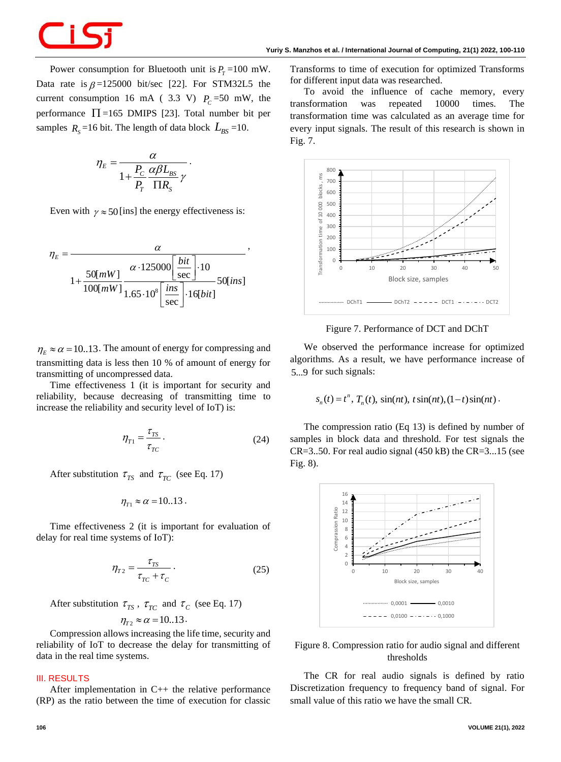Power consumption for Bluetooth unit is $P_T$ =100 mW. Data rate is $\beta$=125000 bit/sec [22]. For STM32L5 the current consumption 16 mA ( 3.3 V) $P_C$ =50 mW, the performance $\Pi$=165 DMIPS [23]. Total number bit per samples $R_S$=16 bit. The length of data block $L_{BS}$ =10.

$$\eta_E = \frac{\alpha}{1+\dfrac{P_C}{P_T}\dfrac{\alpha\beta L_{BS}}{\Pi R_S}\gamma}.$$

Even with $\gamma \approx 50$[ins] the energy effectiveness is:

$$\eta_E = \frac{\alpha}{1+\dfrac{50[mW]}{100[mW]}\dfrac{\alpha\cdot 125000\left[\dfrac{bit}{\sec}\right]\cdot 10}{1.65\cdot 10^8\left[\dfrac{ins}{\sec}\right]\cdot 16[bit]}50[ins]},$$

$\eta_E \approx \alpha = 10..13$. The amount of energy for compressing and transmitting data is less then 10 % of amount of energy for transmitting of uncompressed data.

Time effectiveness 1 (it is important for security and reliability, because decreasing of transmitting time to increase the reliability and security level of IoT) is:

$$\eta_{T1} = \frac{\tau_{TS}}{\tau_{TC}}. \qquad (24)$$

After substitution $\tau_{TS}$ and $\tau_{TC}$ (see Eq. 17)

$$\eta_{T1} \approx \alpha = 10..13.$$

Time effectiveness 2 (it is important for evaluation of delay for real time systems of IoT):

$$\eta_{T2} = \frac{\tau_{TS}}{\tau_{TC}+\tau_C}. \qquad (25)$$

After substitution $\tau_{TS}$ , $\tau_{TC}$ and $\tau_C$ (see Eq. 17)

$$\eta_{T2} \approx \alpha = 10..13.$$

Compression allows increasing the life time, security and reliability of IoT to decrease the delay for transmitting of data in the real time systems.

## III. RESULTS

After implementation in C++ the relative performance (RP) as the ratio between the time of execution for classic Transforms to time of execution for optimized Transforms for different input data was researched.

To avoid the influence of cache memory, every transformation was repeated 10000 times. The transformation time was calculated as an average time for every input signals. The result of this research is shown in Fig. 7.

Figure 7. Performance of DCT and DChT

We observed the performance increase for optimized algorithms. As a result, we have performance increase of $5...9$ for such signals:

$$s_n(t) = t^n,\ T_n(t),\ \sin(nt),\ t\sin(nt), (1-t)\sin(nt).$$

The compression ratio (Eq 13) is defined by number of samples in block data and threshold. For test signals the CR=3..50. For real audio signal (450 kB) the CR=3...15 (see Fig. 8).

Figure 8. Compression ratio for audio signal and different thresholds

The CR for real audio signals is defined by ratio Discretization frequency to frequency band of signal. For small value of this ratio we have the small CR.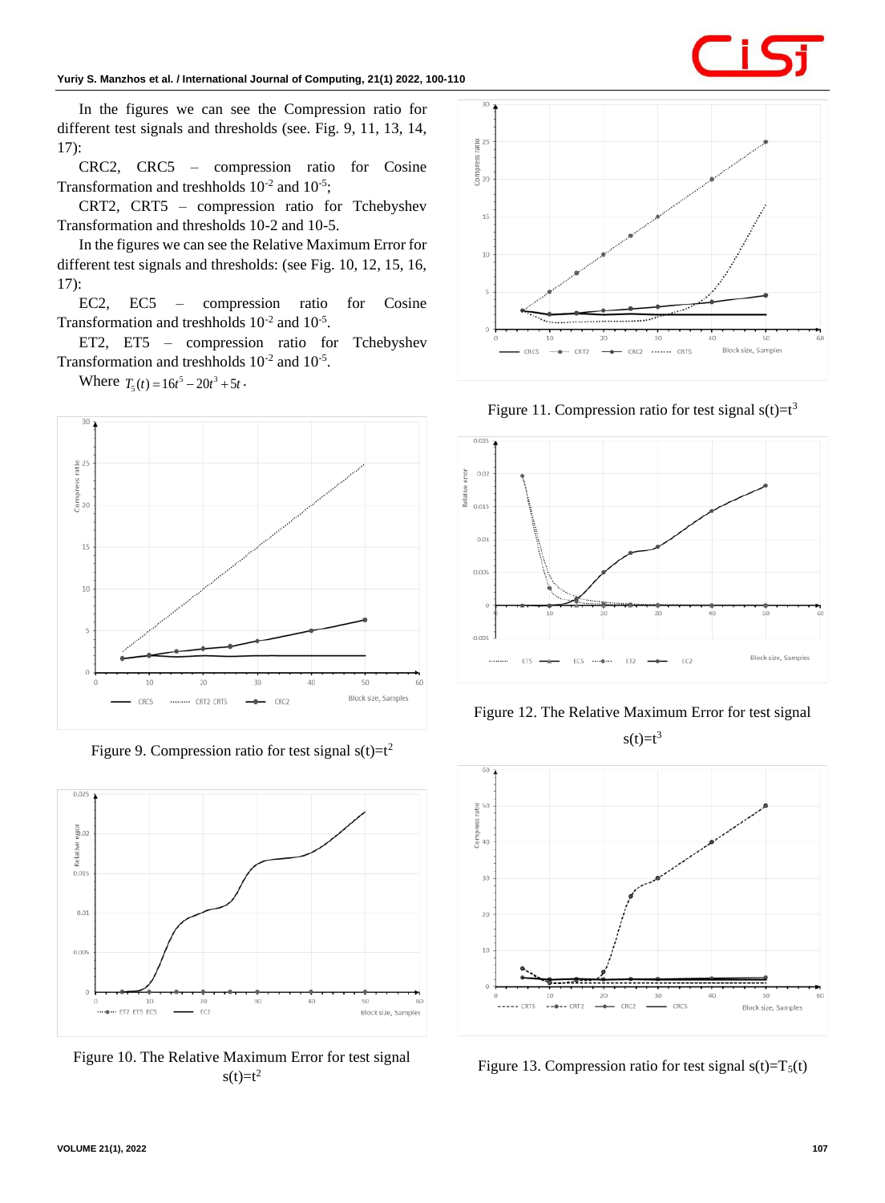In the figures we can see the Compression ratio for different test signals and thresholds (see. Fig. 9, 11, 13, 14, 17):

CRC2, CRC5 – compression ratio for Cosine Transformation and treshholds $10^{-2}$ and $10^{-5}$;

CRT2, CRT5 – compression ratio for Tchebyshev Transformation and thresholds 10-2 and 10-5.

In the figures we can see the Relative Maximum Error for different test signals and thresholds: (see Fig. 10, 12, 15, 16, 17):

EC2, EC5 – compression ratio for Cosine Transformation and treshholds $10^{-2}$ and $10^{-5}$.

ET2, ET5 – compression ratio for Tchebyshev Transformation and treshholds $10^{-2}$ and $10^{-5}$.

Where $T_5(t) = 16t^5 - 20t^3 + 5t$.

Figure 9. Compression ratio for test signal $s(t)=t^2$

Figure 10. The Relative Maximum Error for test signal $s(t)=t^2$

Figure 11. Compression ratio for test signal $s(t)=t^3$

Figure 12. The Relative Maximum Error for test signal $s(t)=t^3$

Figure 13. Compression ratio for test signal $s(t)=T_5(t)$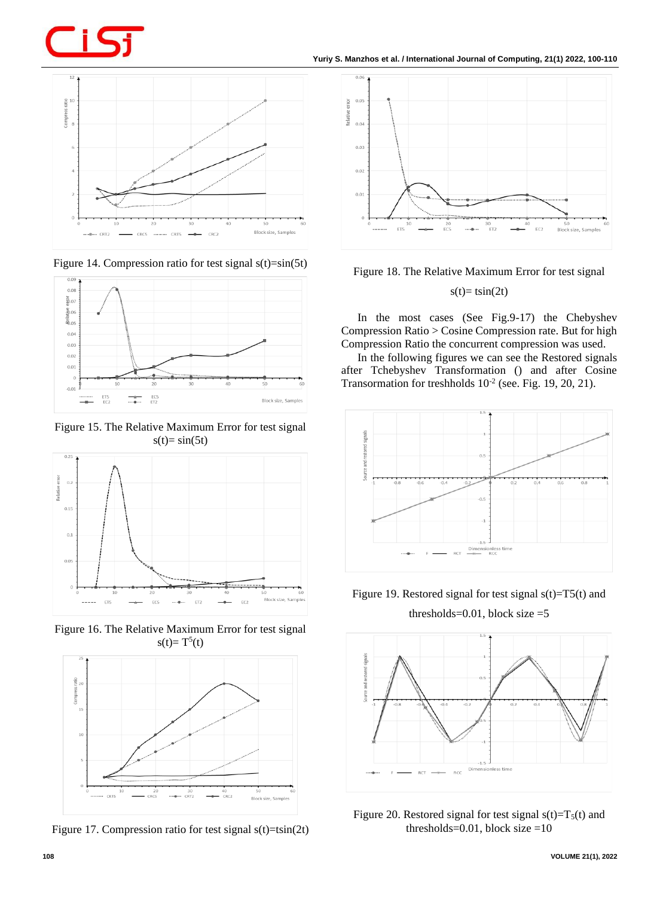Figure 14. Compression ratio for test signal s(t)=sin(5t)

Figure 15. The Relative Maximum Error for test signal s(t)= sin(5t)

Figure 16. The Relative Maximum Error for test signal s(t)= $T^5$(t)

Figure 17. Compression ratio for test signal s(t)=tsin(2t)

Figure 18. The Relative Maximum Error for test signal s(t)= tsin(2t)

In the most cases (See Fig.9-17) the Chebyshev Compression Ratio > Cosine Compression rate. But for high Compression Ratio the concurrent compression was used.

In the following figures we can see the Restored signals after Tchebyshev Transformation () and after Cosine Transormation for treshholds $10^{-2}$ (see. Fig. 19, 20, 21).

Figure 19. Restored signal for test signal s(t)=T5(t) and thresholds=0.01, block size =5

Figure 20. Restored signal for test signal s(t)=$T_5$(t) and thresholds=0.01, block size =10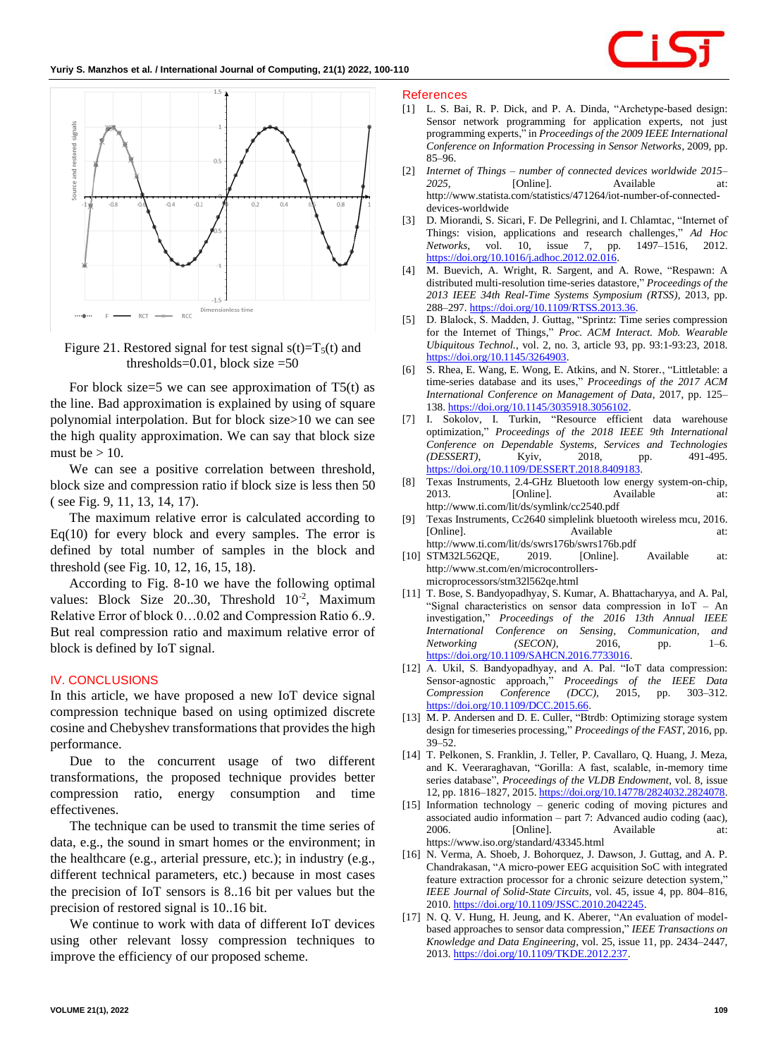Figure 21. Restored signal for test signal $s(t)=T_5(t)$ and thresholds=0.01, block size =50

For block size=5 we can see approximation of T5(t) as the line. Bad approximation is explained by using of square polynomial interpolation. But for block size>10 we can see the high quality approximation. We can say that block size must be > 10.

We can see a positive correlation between threshold, block size and compression ratio if block size is less then 50 ( see Fig. 9, 11, 13, 14, 17).

The maximum relative error is calculated according to Eq(10) for every block and every samples. The error is defined by total number of samples in the block and threshold (see Fig. 10, 12, 16, 15, 18).

According to Fig. 8-10 we have the following optimal values: Block Size 20..30, Threshold $10^{-2}$, Maximum Relative Error of block 0…0.02 and Compression Ratio 6..9. But real compression ratio and maximum relative error of block is defined by IoT signal.

## IV. CONCLUSIONS

In this article, we have proposed a new IoT device signal compression technique based on using optimized discrete cosine and Chebyshev transformations that provides the high performance.

Due to the concurrent usage of two different transformations, the proposed technique provides better compression ratio, energy consumption and time effectivenes.

The technique can be used to transmit the time series of data, e.g., the sound in smart homes or the environment; in the healthcare (e.g., arterial pressure, etc.); in industry (e.g., different technical parameters, etc.) because in most cases the precision of IoT sensors is 8..16 bit per values but the precision of restored signal is 10..16 bit.

We continue to work with data of different IoT devices using other relevant lossy compression techniques to improve the efficiency of our proposed scheme.

## References

[1] L. S. Bai, R. P. Dick, and P. A. Dinda, "Archetype-based design: Sensor network programming for application experts, not just programming experts," in *Proceedings of the 2009 IEEE International Conference on Information Processing in Sensor Networks*, 2009, pp. 85–96.

[2] *Internet of Things – number of connected devices worldwide 2015–2025*, [Online]. Available at: http://www.statista.com/statistics/471264/iot-number-of-connected-devices-worldwide

[3] D. Miorandi, S. Sicari, F. De Pellegrini, and I. Chlamtac, "Internet of Things: vision, applications and research challenges," *Ad Hoc Networks*, vol. 10, issue 7, pp. 1497–1516, 2012. https://doi.org/10.1016/j.adhoc.2012.02.016.

[4] M. Buevich, A. Wright, R. Sargent, and A. Rowe, "Respawn: A distributed multi-resolution time-series datastore," *Proceedings of the 2013 IEEE 34th Real-Time Systems Symposium (RTSS)*, 2013, pp. 288–297. https://doi.org/10.1109/RTSS.2013.36.

[5] D. Blalock, S. Madden, J. Guttag, "Sprintz: Time series compression for the Internet of Things," *Proc. ACM Interact. Mob. Wearable Ubiquitous Technol.*, vol. 2, no. 3, article 93, pp. 93:1-93:23, 2018. https://doi.org/10.1145/3264903.

[6] S. Rhea, E. Wang, E. Wong, E. Atkins, and N. Storer., "Littletable: a time-series database and its uses," *Proceedings of the 2017 ACM International Conference on Management of Data*, 2017, pp. 125–138. https://doi.org/10.1145/3035918.3056102.

[7] I. Sokolov, I. Turkin, "Resource efficient data warehouse optimization," *Proceedings of the 2018 IEEE 9th International Conference on Dependable Systems, Services and Technologies (DESSERT)*, Kyiv, 2018, pp. 491-495. https://doi.org/10.1109/DESSERT.2018.8409183.

[8] Texas Instruments, 2.4-GHz Bluetooth low energy system-on-chip, 2013. [Online]. Available at: http://www.ti.com/lit/ds/symlink/cc2540.pdf

[9] Texas Instruments, Cc2640 simplelink bluetooth wireless mcu, 2016. [Online]. Available at: http://www.ti.com/lit/ds/swrs176b/swrs176b.pdf

[10] STM32L562QE, 2019. [Online]. Available at: http://www.st.com/en/microcontrollers-microprocessors/stm32l562qe.html

[11] T. Bose, S. Bandyopadhyay, S. Kumar, A. Bhattacharyya, and A. Pal, "Signal characteristics on sensor data compression in IoT – An investigation," *Proceedings of the 2016 13th Annual IEEE International Conference on Sensing, Communication, and Networking (SECON)*, 2016, pp. 1–6. https://doi.org/10.1109/SAHCN.2016.7733016.

[12] A. Ukil, S. Bandyopadhyay, and A. Pal. "IoT data compression: Sensor-agnostic approach," *Proceedings of the IEEE Data Compression Conference (DCC)*, 2015, pp. 303–312. https://doi.org/10.1109/DCC.2015.66.

[13] M. P. Andersen and D. E. Culler, "Btrdb: Optimizing storage system design for timeseries processing," *Proceedings of the FAST*, 2016, pp. 39–52.

[14] T. Pelkonen, S. Franklin, J. Teller, P. Cavallaro, Q. Huang, J. Meza, and K. Veeraraghavan, "Gorilla: A fast, scalable, in-memory time series database", *Proceedings of the VLDB Endowment*, vol. 8, issue 12, pp. 1816–1827, 2015. https://doi.org/10.14778/2824032.2824078.

[15] Information technology – generic coding of moving pictures and associated audio information – part 7: Advanced audio coding (aac), 2006. [Online]. Available at: https://www.iso.org/standard/43345.html

[16] N. Verma, A. Shoeb, J. Bohorquez, J. Dawson, J. Guttag, and A. P. Chandrakasan, "A micro-power EEG acquisition SoC with integrated feature extraction processor for a chronic seizure detection system," *IEEE Journal of Solid-State Circuits*, vol. 45, issue 4, pp. 804–816, 2010. https://doi.org/10.1109/JSSC.2010.2042245.

[17] N. Q. V. Hung, H. Jeung, and K. Aberer, "An evaluation of model-based approaches to sensor data compression," *IEEE Transactions on Knowledge and Data Engineering*, vol. 25, issue 11, pp. 2434–2447, 2013. https://doi.org/10.1109/TKDE.2012.237.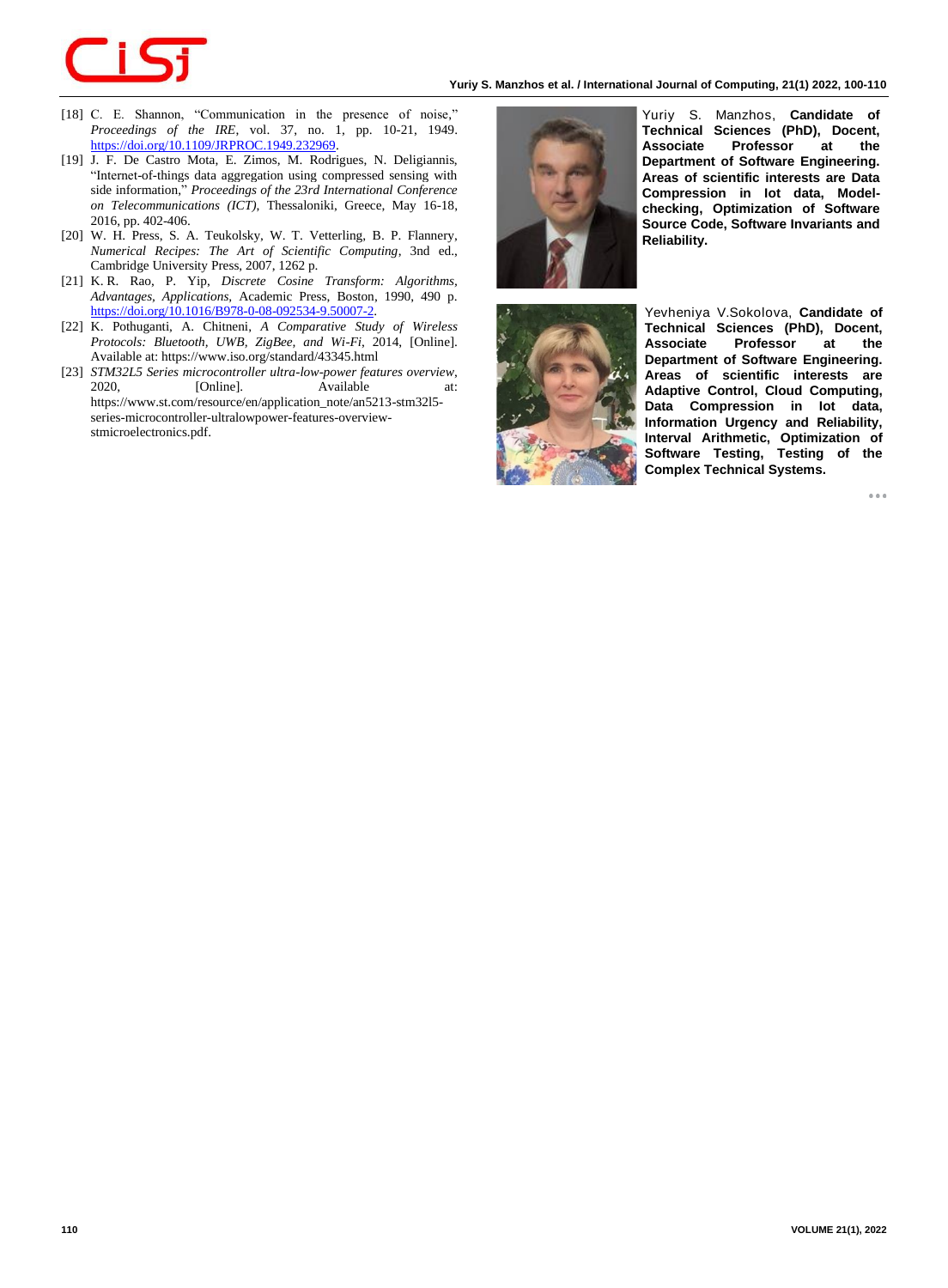[18] C. E. Shannon, "Communication in the presence of noise," *Proceedings of the IRE*, vol. 37, no. 1, pp. 10-21, 1949. https://doi.org/10.1109/JRPROC.1949.232969.

[19] J. F. De Castro Mota, E. Zimos, M. Rodrigues, N. Deligiannis, "Internet-of-things data aggregation using compressed sensing with side information," *Proceedings of the 23rd International Conference on Telecommunications (ICT)*, Thessaloniki, Greece, May 16-18, 2016, pp. 402-406.

[20] W. H. Press, S. A. Teukolsky, W. T. Vetterling, B. P. Flannery, *Numerical Recipes: The Art of Scientific Computing*, 3nd ed., Cambridge University Press, 2007, 1262 p.

[21] K. R. Rao, P. Yip, *Discrete Cosine Transform: Algorithms, Advantages, Applications*, Academic Press, Boston, 1990, 490 p. https://doi.org/10.1016/B978-0-08-092534-9.50007-2.

[22] K. Pothuganti, A. Chitneni, *A Comparative Study of Wireless Protocols: Bluetooth, UWB, ZigBee, and Wi-Fi*, 2014, [Online]. Available at: https://www.iso.org/standard/43345.html

[23] *STM32L5 Series microcontroller ultra-low-power features overview*, 2020, [Online]. Available at: https://www.st.com/resource/en/application_note/an5213-stm32l5-series-microcontroller-ultralowpower-features-overview-stmicroelectronics.pdf.

Yuriy S. Manzhos, **Candidate of Technical Sciences (PhD), Docent, Associate Professor at the Department of Software Engineering. Areas of scientific interests are Data Compression in Iot data, Model-checking, Optimization of Software Source Code, Software Invariants and Reliability.**

Yevheniya V.Sokolova, **Candidate of Technical Sciences (PhD), Docent, Associate Professor at the Department of Software Engineering. Areas of scientific interests are Adaptive Control, Cloud Computing, Data Compression in Iot data, Information Urgency and Reliability, Interval Arithmetic, Optimization of Software Testing, Testing of the Complex Technical Systems.**